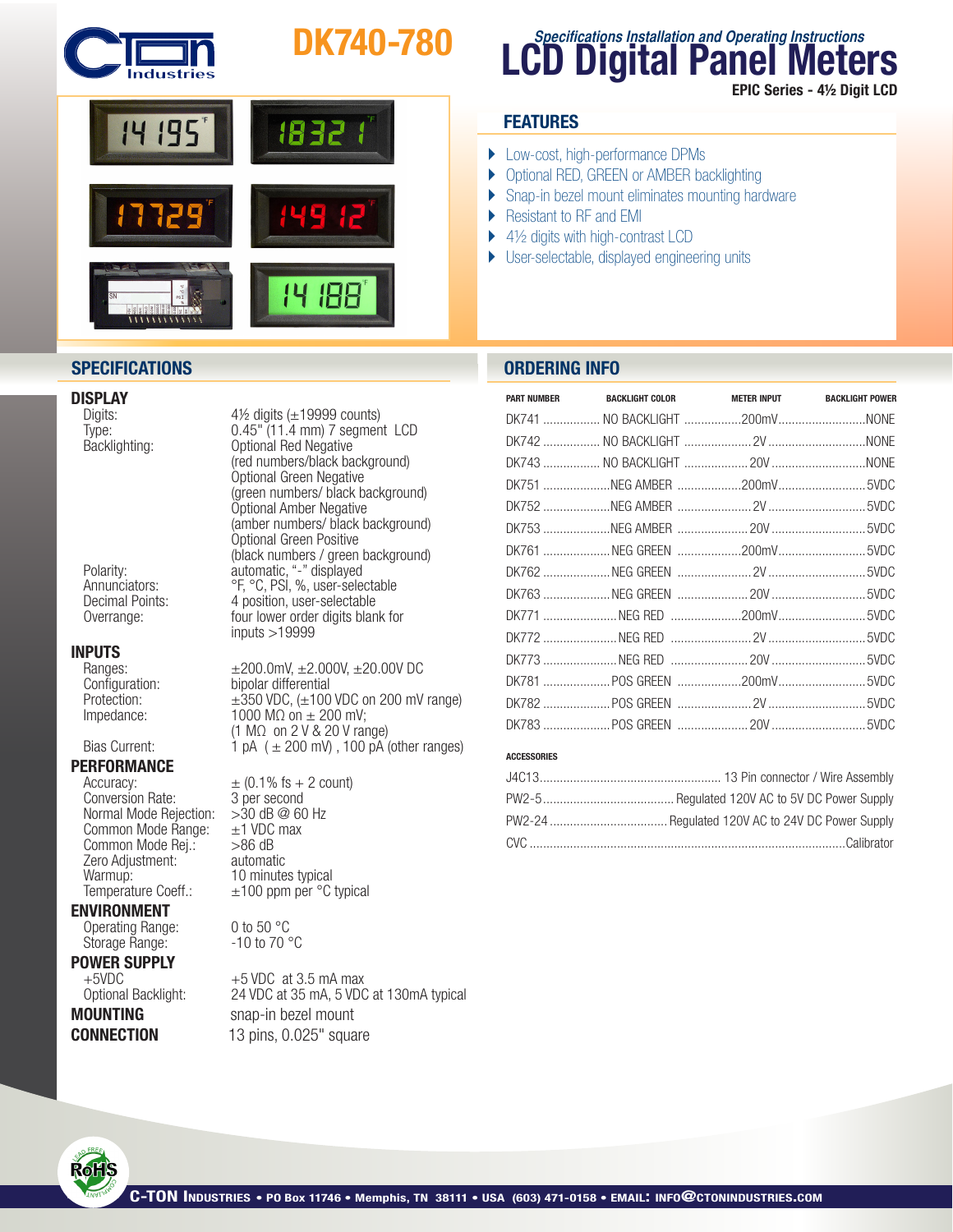# DK740-780

*Specifications Installation and Operating Instructions*

# LCD Digital Panel Meters

**EPIC Series - 4½ Digit LCD**

## FEATURES

- Low-cost, high-performance DPMs
- Optional RED, GREEN or AMBER backlighting
- Snap-in bezel mount eliminates mounting hardware
- Resistant to RF and EMI
- 4½ digits with high-contrast LCD
- User-selectable, displayed engineering units

## SPECIFICATIONS

### DISPLAY

| | |
|---|---|
| Digits: | 4½ digits (±19999 counts) |
| Type: | 0.45" (11.4 mm) 7 segment LCD |
| Backlighting: | Optional Red Negative (red numbers/black background) Optional Green Negative (green numbers/ black background) Optional Amber Negative (amber numbers/ black background) Optional Green Positive (black numbers / green background) |
| Polarity: | automatic, "-" displayed |
| Annunciators: | °F, °C, PSI, %, user-selectable |
| Decimal Points: | 4 position, user-selectable |
| Overrange: | four lower order digits blank for inputs >19999 |

### INPUTS

| | |
|---|---|
| Ranges: | ±200.0mV, ±2.000V, ±20.00V DC |
| Configuration: | bipolar differential |
| Protection: | ±350 VDC, (±100 VDC on 200 mV range) |
| Impedance: | 1000 MΩ on ± 200 mV; (1 MΩ on 2 V & 20 V range) |
| Bias Current: | 1 pA ( ± 200 mV) , 100 pA (other ranges) |

### PERFORMANCE

| | |
|---|---|
| Accuracy: | ± (0.1% fs + 2 count) |
| Conversion Rate: | 3 per second |
| Normal Mode Rejection: | >30 dB @ 60 Hz |
| Common Mode Range: | ±1 VDC max |
| Common Mode Rej.: | >86 dB |
| Zero Adjustment: | automatic |
| Warmup: | 10 minutes typical |
| Temperature Coeff.: | ±100 ppm per °C typical |

### ENVIRONMENT

| | |
|---|---|
| Operating Range: | 0 to 50 °C |
| Storage Range: | -10 to 70 °C |

### POWER SUPPLY

| | |
|---|---|
| +5VDC | +5 VDC at 3.5 mA max |
| Optional Backlight: | 24 VDC at 35 mA, 5 VDC at 130mA typical |

**MOUNTING** snap-in bezel mount

**CONNECTION** 13 pins, 0.025" square

## ORDERING INFO

| PART NUMBER | BACKLIGHT COLOR | METER INPUT | BACKLIGHT POWER |
|---|---|---|---|
| DK741 | NO BACKLIGHT | 200mV | NONE |
| DK742 | NO BACKLIGHT | 2V | NONE |
| DK743 | NO BACKLIGHT | 20V | NONE |
| DK751 | NEG AMBER | 200mV | 5VDC |
| DK752 | NEG AMBER | 2V | 5VDC |
| DK753 | NEG AMBER | 20V | 5VDC |
| DK761 | NEG GREEN | 200mV | 5VDC |
| DK762 | NEG GREEN | 2V | 5VDC |
| DK763 | NEG GREEN | 20V | 5VDC |
| DK771 | NEG RED | 200mV | 5VDC |
| DK772 | NEG RED | 2V | 5VDC |
| DK773 | NEG RED | 20V | 5VDC |
| DK781 | POS GREEN | 200mV | 5VDC |
| DK782 | POS GREEN | 2V | 5VDC |
| DK783 | POS GREEN | 20V | 5VDC |

### ACCESSORIES

| | |
|---|---|
| J4C13 | 13 Pin connector / Wire Assembly |
| PW2-5 | Regulated 120V AC to 5V DC Power Supply |
| PW2-24 | Regulated 120V AC to 24V DC Power Supply |
| CVC | Calibrator |

C-TON INDUSTRIES • PO Box 11746 • Memphis, TN 38111 • USA (603) 471-0158 • EMAIL: INFO@CTONINDUSTRIES.COM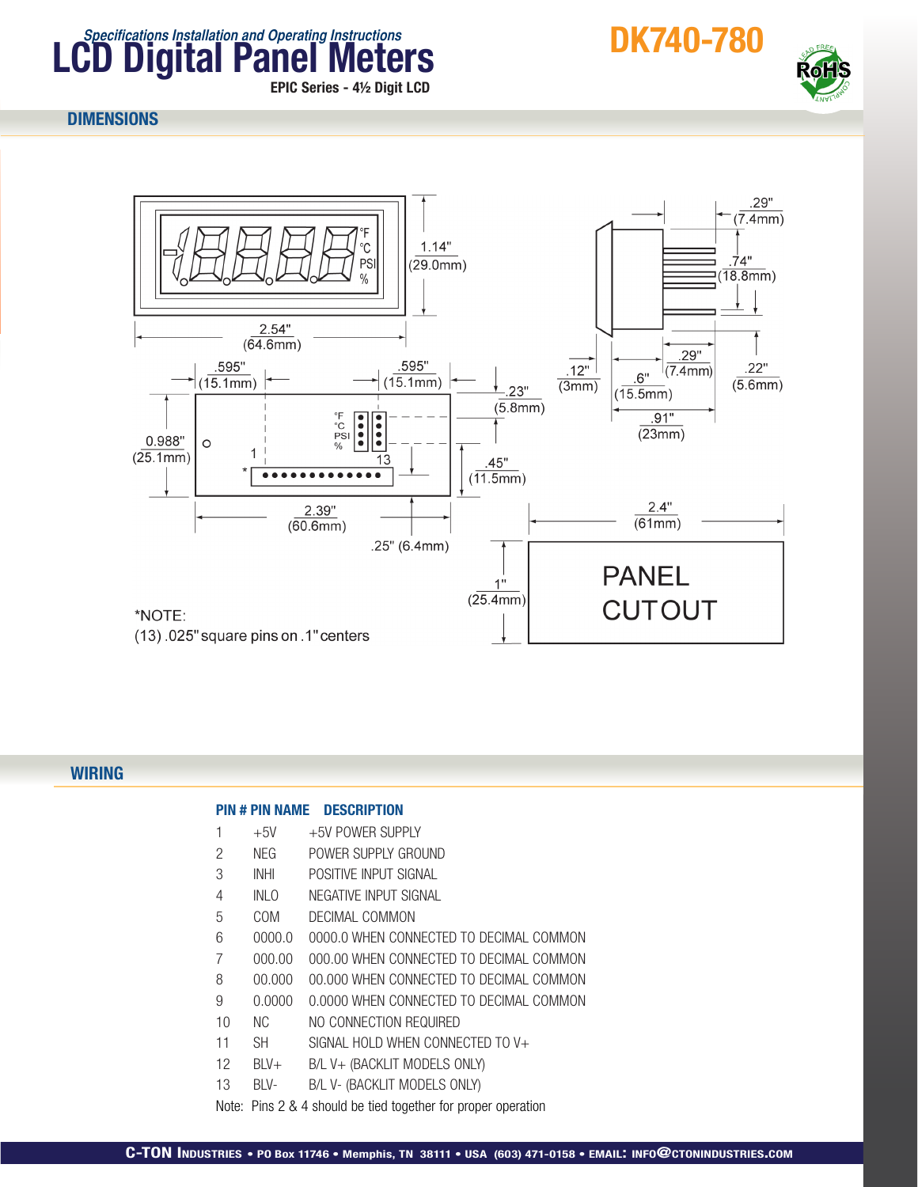## DIMENSIONS

1.14"
(29.0mm)

2.54"
(64.6mm)

.595"
(15.1mm)

.595"
(15.1mm)

.23"
(5.8mm)

0.988"
(25.1mm)

1

13

.45"
(11.5mm)

2.39"
(60.6mm)

.25" (6.4mm)

.29"
(7.4mm)

.74"
(18.8mm)

.12"
(3mm)

.6"
(15.5mm)

.29"
(7.4mm)

.22"
(5.6mm)

.91"
(23mm)

2.4"
(61mm)

1"
(25.4mm)

PANEL CUTOUT

*NOTE:
(13) .025" square pins on .1" centers

## WIRING

| PIN # | PIN NAME | DESCRIPTION |
|---|---|---|
| 1 | +5V | +5V POWER SUPPLY |
| 2 | NEG | POWER SUPPLY GROUND |
| 3 | INHI | POSITIVE INPUT SIGNAL |
| 4 | INLO | NEGATIVE INPUT SIGNAL |
| 5 | COM | DECIMAL COMMON |
| 6 | 0000.0 | 0000.0 WHEN CONNECTED TO DECIMAL COMMON |
| 7 | 000.00 | 000.00 WHEN CONNECTED TO DECIMAL COMMON |
| 8 | 00.000 | 00.000 WHEN CONNECTED TO DECIMAL COMMON |
| 9 | 0.0000 | 0.0000 WHEN CONNECTED TO DECIMAL COMMON |
| 10 | NC | NO CONNECTION REQUIRED |
| 11 | SH | SIGNAL HOLD WHEN CONNECTED TO V+ |
| 12 | BLV+ | B/L V+ (BACKLIT MODELS ONLY) |
| 13 | BLV- | B/L V- (BACKLIT MODELS ONLY) |

Note: Pins 2 & 4 should be tied together for proper operation